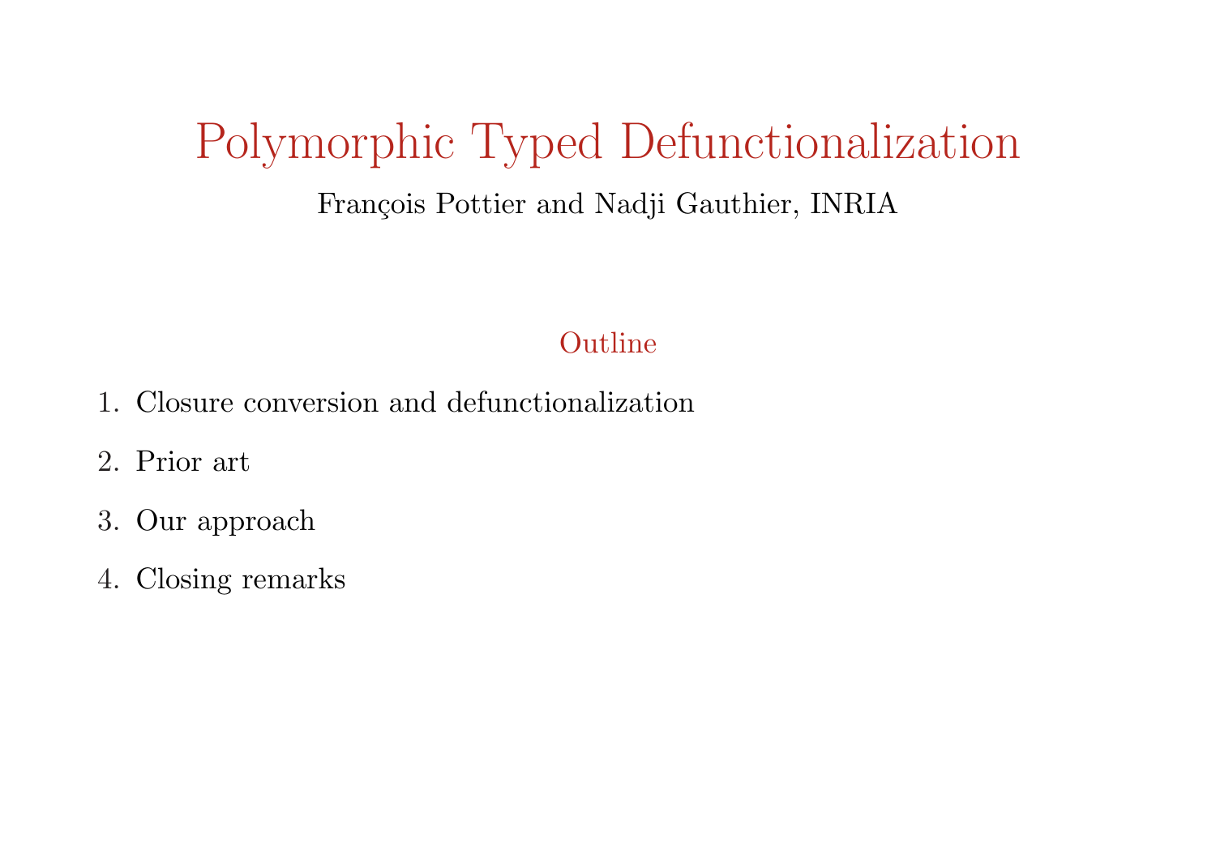# Polymorphic Typed Defunctionalization

François Pottier and Nadji Gauthier, INRIA

## Outline

1. Closure conversion and defunctionalization
2. Prior art
3. Our approach
4. Closing remarks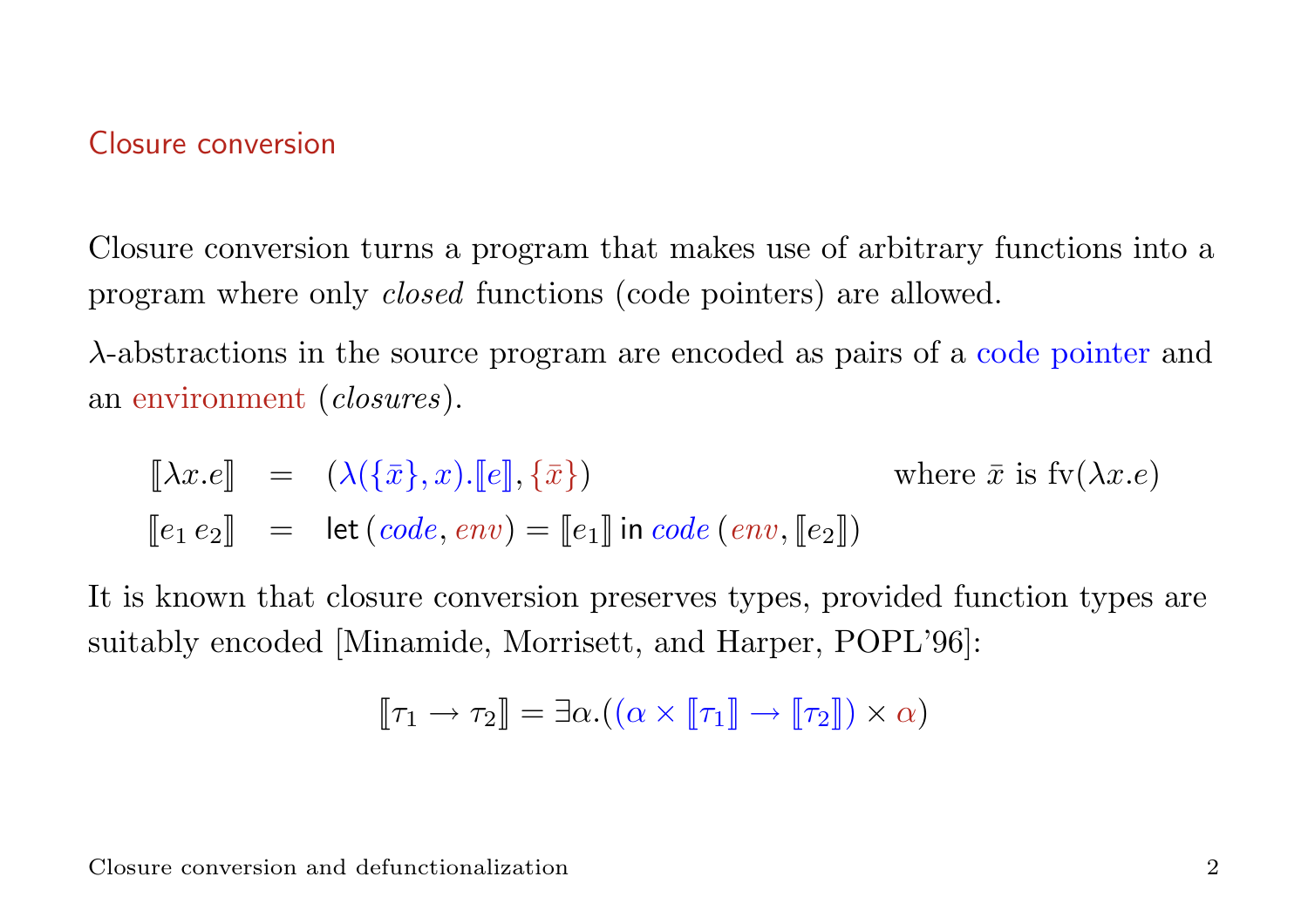## Closure conversion

Closure conversion turns a program that makes use of arbitrary functions into a program where only *closed* functions (code pointers) are allowed.

$\lambda$-abstractions in the source program are encoded as pairs of a code pointer and an environment (*closures*).

$$
\begin{array}{lcll}
[\![\lambda x.e]\!] & = & (\lambda(\{\bar{x}\}, x).[\![e]\!], \{\bar{x}\}) & \text{where } \bar{x} \text{ is } \mathrm{fv}(\lambda x.e) \\
[\![e_1\, e_2]\!] & = & \mathsf{let}\,(\mathit{code}, \mathit{env}) = [\![e_1]\!]\;\mathsf{in}\;\mathit{code}\,(\mathit{env}, [\![e_2]\!]) &
\end{array}
$$

It is known that closure conversion preserves types, provided function types are suitably encoded [Minamide, Morrisett, and Harper, POPL'96]:

$$[\![\tau_1 \rightarrow \tau_2]\!] = \exists\alpha.((\alpha \times [\![\tau_1]\!] \rightarrow [\![\tau_2]\!]) \times \alpha)$$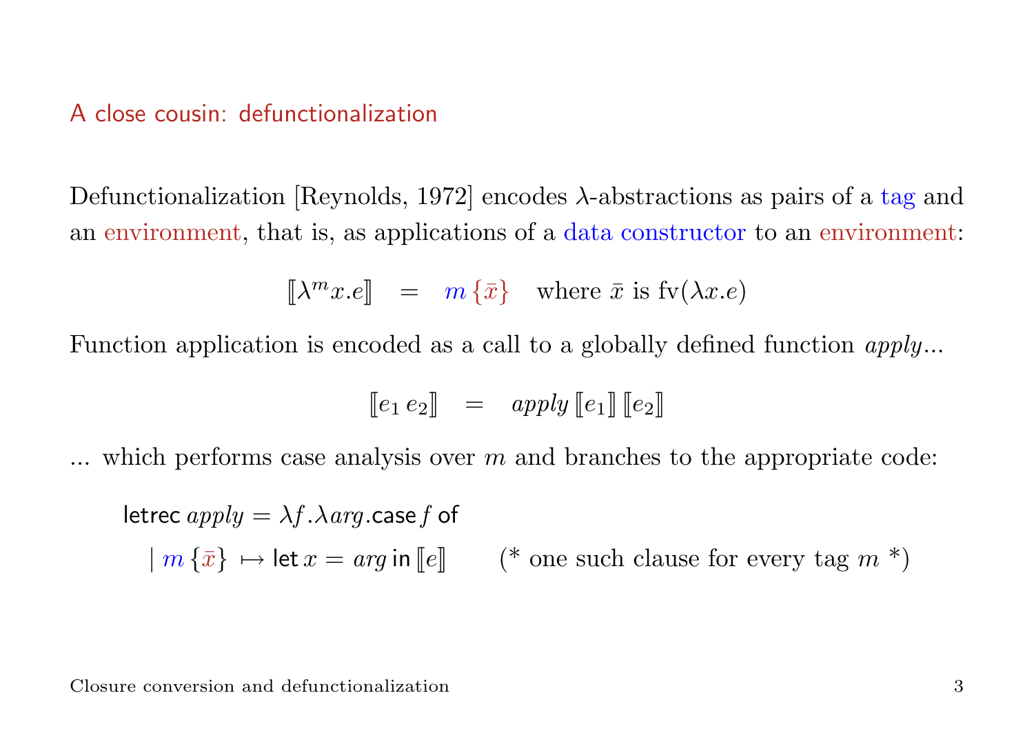## A close cousin: defunctionalization

Defunctionalization [Reynolds, 1972] encodes $\lambda$-abstractions as pairs of a tag and an environment, that is, as applications of a data constructor to an environment:

$$[\![\lambda^m x.e]\!] \quad = \quad m\,\{\bar{x}\} \quad \text{where } \bar{x} \text{ is } \mathrm{fv}(\lambda x.e)$$

Function application is encoded as a call to a globally defined function *apply*...

$$[\![e_1\, e_2]\!] \quad = \quad apply\, [\![e_1]\!]\, [\![e_2]\!]$$

... which performs case analysis over $m$ and branches to the appropriate code:

$$\begin{array}{l} \mathsf{letrec}\; apply = \lambda f.\lambda arg.\mathsf{case}\, f\; \mathsf{of} \\ \quad \mid m\,\{\bar{x}\} \mapsto \mathsf{let}\, x = arg\; \mathsf{in}\, [\![e]\!] \qquad \text{(* one such clause for every tag } m \text{ *)} \end{array}$$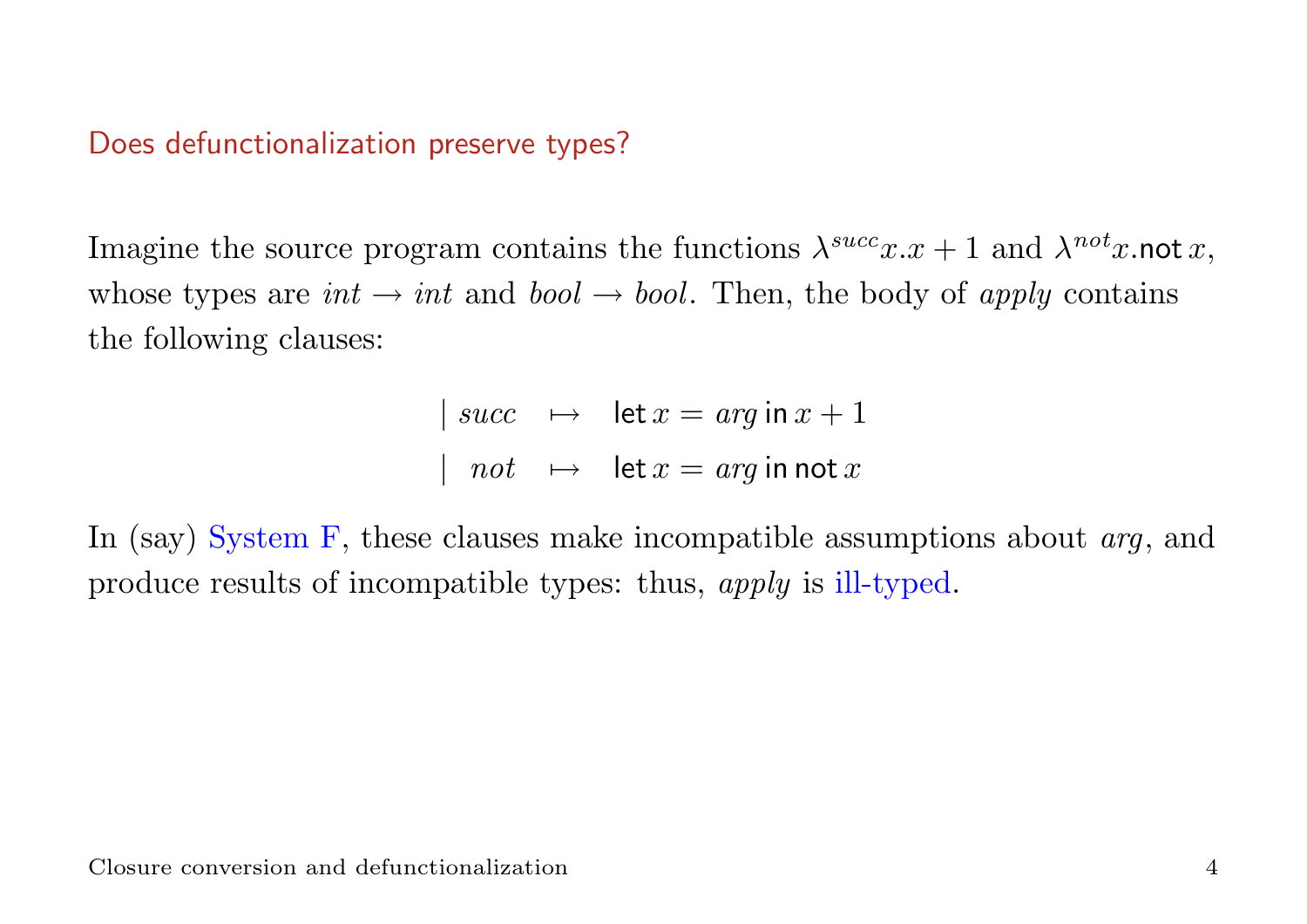## Does defunctionalization preserve types?

Imagine the source program contains the functions $\lambda^{succ} x.x + 1$ and $\lambda^{not} x.\mathsf{not}\, x$, whose types are $int \rightarrow int$ and $bool \rightarrow bool$. Then, the body of *apply* contains the following clauses:

$$
\begin{array}{lll}
\mid \; succ & \mapsto & \mathsf{let}\, x = arg \,\mathsf{in}\, x + 1 \\
\mid \; not & \mapsto & \mathsf{let}\, x = arg \,\mathsf{in}\, \mathsf{not}\, x
\end{array}
$$

In (say) System F, these clauses make incompatible assumptions about *arg*, and produce results of incompatible types: thus, *apply* is ill-typed.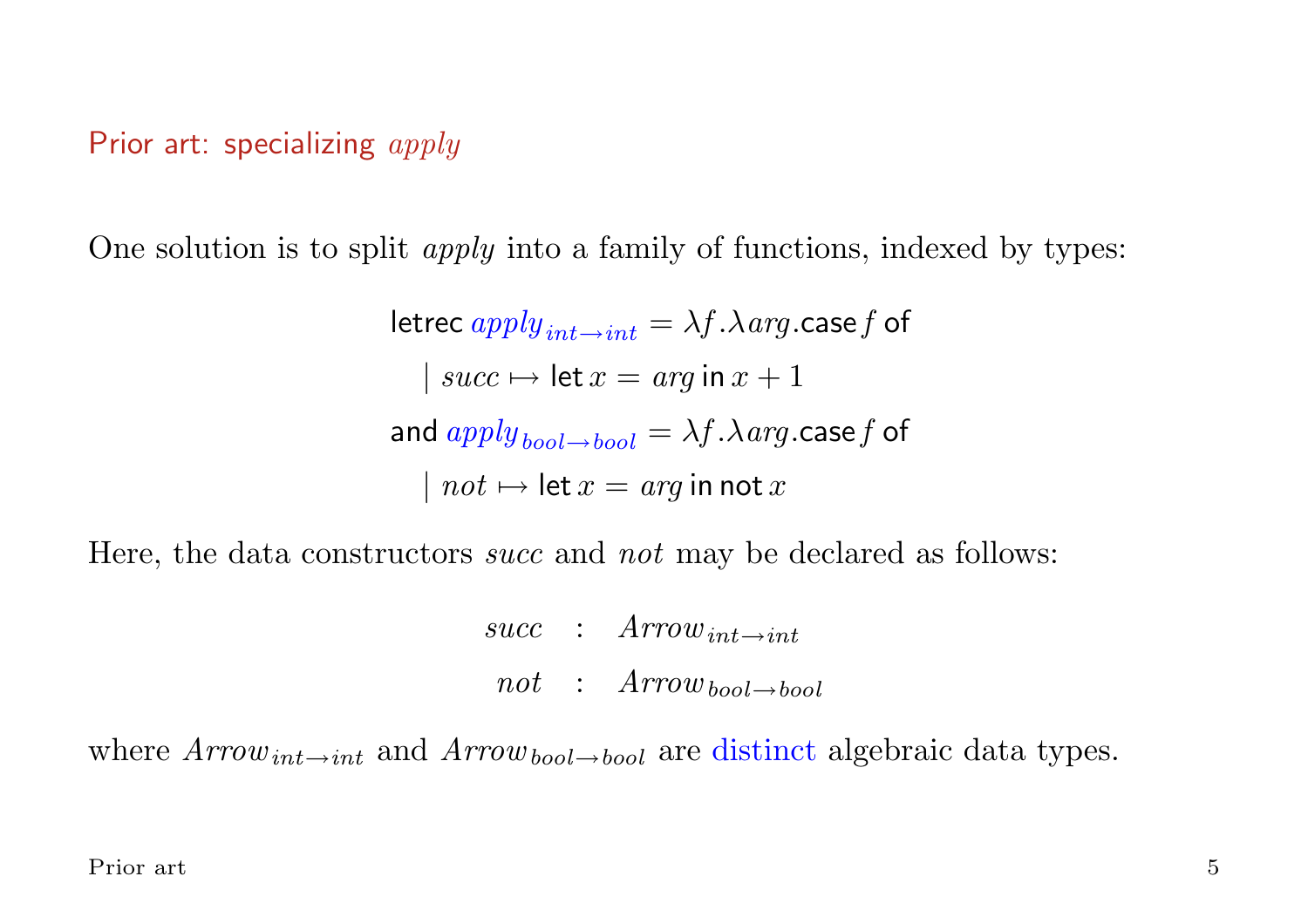## Prior art: specializing *apply*

One solution is to split *apply* into a family of functions, indexed by types:

$$
\begin{array}{l}
\mathsf{letrec}\ \mathit{apply}_{\mathit{int}\rightarrow\mathit{int}} = \lambda f.\lambda \mathit{arg}.\mathsf{case}\ f\ \mathsf{of} \\
\quad \mid \mathit{succ} \mapsto \mathsf{let}\ x = \mathit{arg}\ \mathsf{in}\ x + 1 \\
\mathsf{and}\ \mathit{apply}_{\mathit{bool}\rightarrow\mathit{bool}} = \lambda f.\lambda \mathit{arg}.\mathsf{case}\ f\ \mathsf{of} \\
\quad \mid \mathit{not} \mapsto \mathsf{let}\ x = \mathit{arg}\ \mathsf{in}\ \mathsf{not}\ x
\end{array}
$$

Here, the data constructors *succ* and *not* may be declared as follows:

$$
\begin{array}{rcl}
\mathit{succ} & : & \mathit{Arrow}_{\mathit{int}\rightarrow\mathit{int}} \\
\mathit{not} & : & \mathit{Arrow}_{\mathit{bool}\rightarrow\mathit{bool}}
\end{array}
$$

where $\mathit{Arrow}_{\mathit{int}\rightarrow\mathit{int}}$ and $\mathit{Arrow}_{\mathit{bool}\rightarrow\mathit{bool}}$ are distinct algebraic data types.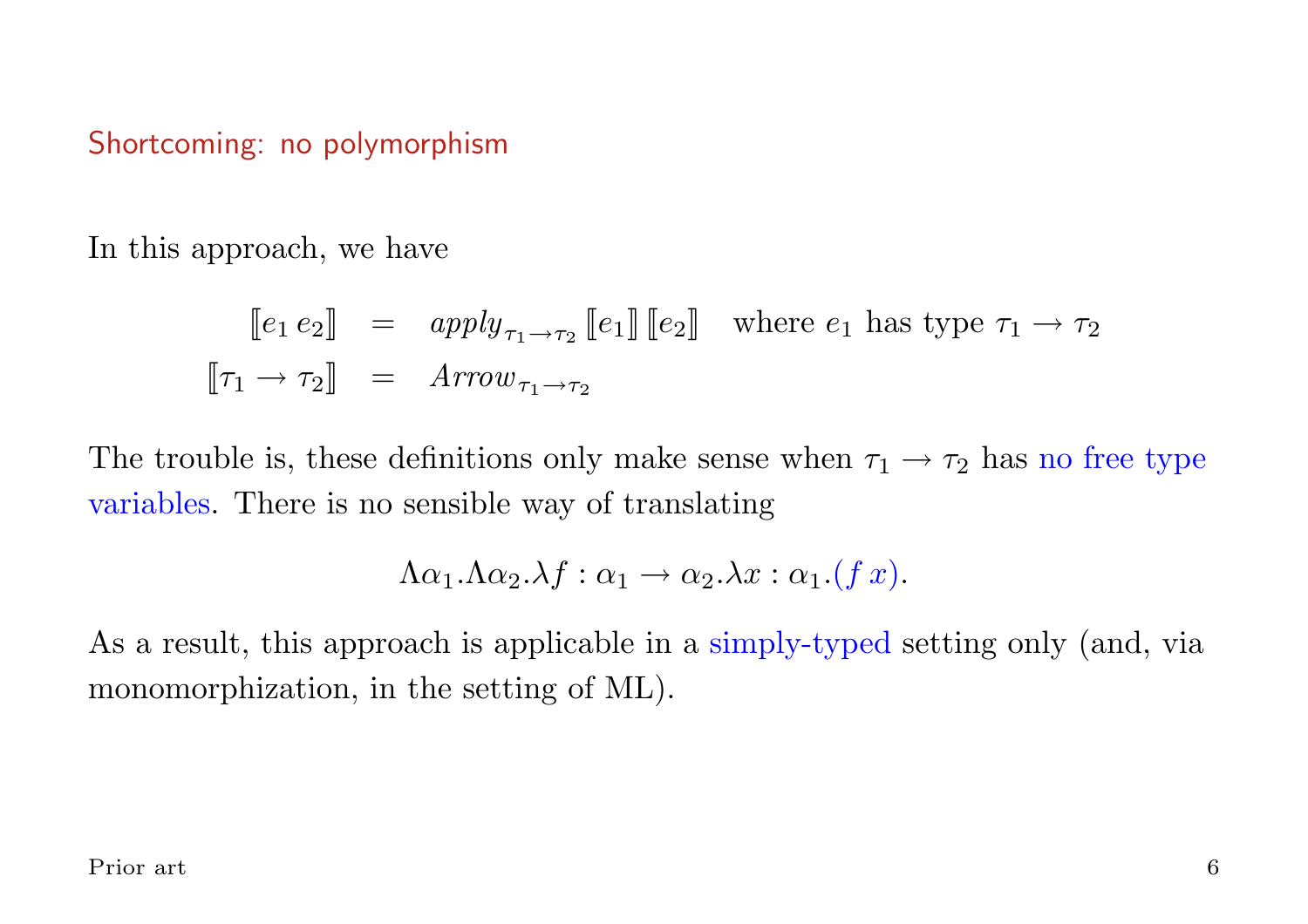## Shortcoming: no polymorphism

In this approach, we have

$$
\begin{aligned}
[\![e_1\, e_2]\!] &= \mathit{apply}_{\tau_1 \rightarrow \tau_2}\, [\![e_1]\!]\, [\![e_2]\!] \quad \text{where } e_1 \text{ has type } \tau_1 \rightarrow \tau_2 \\
[\![\tau_1 \rightarrow \tau_2]\!] &= \mathit{Arrow}_{\tau_1 \rightarrow \tau_2}
\end{aligned}
$$

The trouble is, these definitions only make sense when $\tau_1 \rightarrow \tau_2$ has no free type variables. There is no sensible way of translating

$$\Lambda\alpha_1.\Lambda\alpha_2.\lambda f : \alpha_1 \rightarrow \alpha_2.\lambda x : \alpha_1.(f\, x).$$

As a result, this approach is applicable in a simply-typed setting only (and, via monomorphization, in the setting of ML).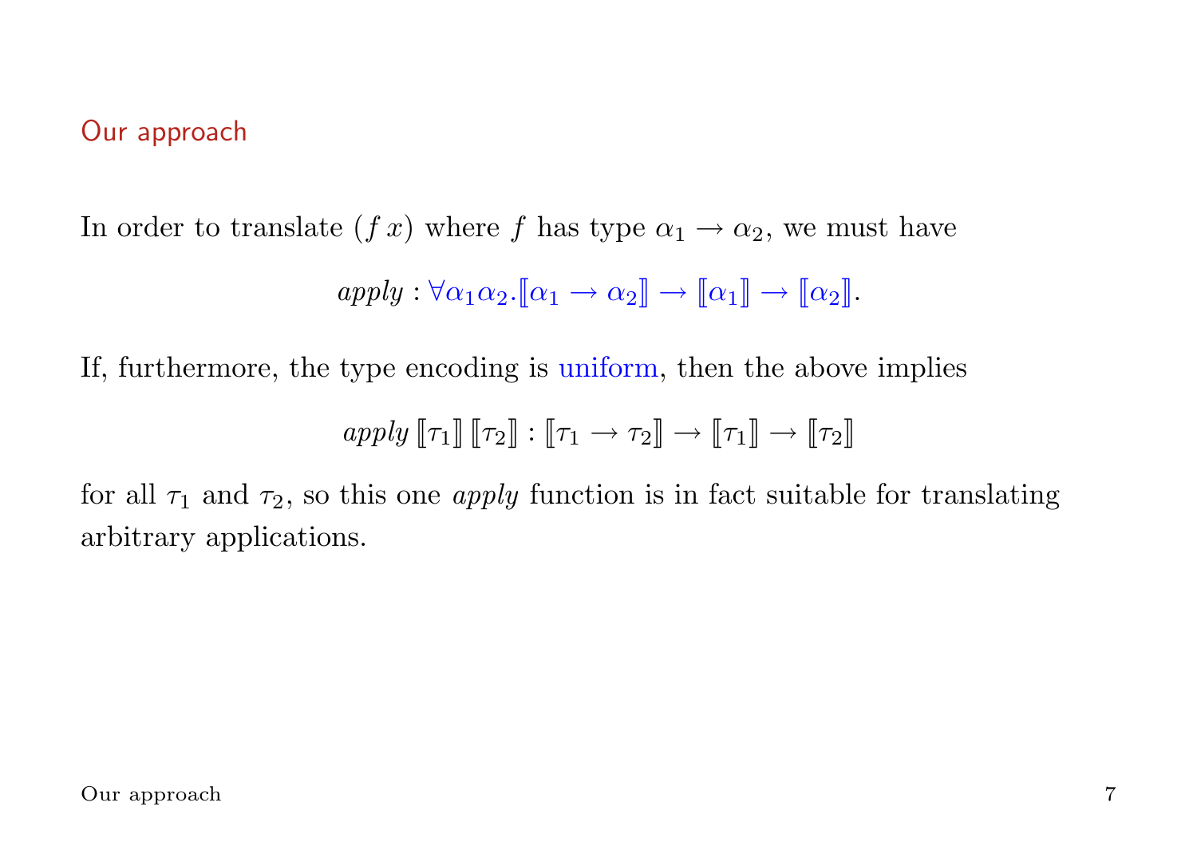## Our approach

In order to translate $(f\,x)$ where $f$ has type $\alpha_1 \rightarrow \alpha_2$, we must have

$$apply : \forall \alpha_1 \alpha_2 . [\![\alpha_1 \rightarrow \alpha_2]\!] \rightarrow [\![\alpha_1]\!] \rightarrow [\![\alpha_2]\!].$$

If, furthermore, the type encoding is uniform, then the above implies

$$apply\,[\![\tau_1]\!]\,[\![\tau_2]\!] : [\![\tau_1 \rightarrow \tau_2]\!] \rightarrow [\![\tau_1]\!] \rightarrow [\![\tau_2]\!]$$

for all $\tau_1$ and $\tau_2$, so this one *apply* function is in fact suitable for translating arbitrary applications.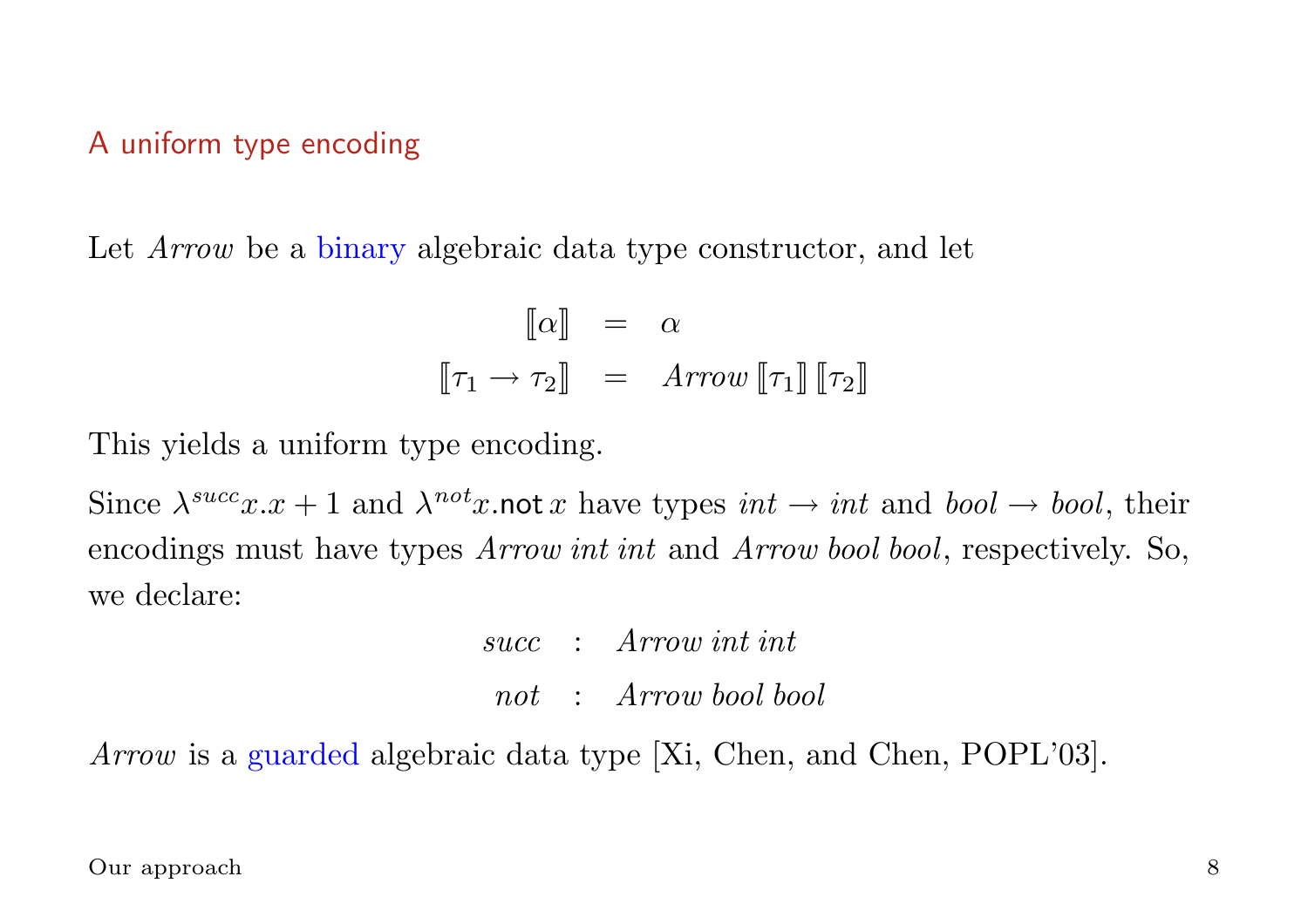## A uniform type encoding

Let *Arrow* be a binary algebraic data type constructor, and let

$$\begin{array}{rcl} [\![\alpha]\!] & = & \alpha \\ [\![\tau_1 \rightarrow \tau_2]\!] & = & \mathit{Arrow}\,[\![\tau_1]\!]\,[\![\tau_2]\!] \end{array}$$

This yields a uniform type encoding.

Since $\lambda^{succ}x.x+1$ and $\lambda^{not}x.\mathsf{not}\,x$ have types $\mathit{int} \rightarrow \mathit{int}$ and $\mathit{bool} \rightarrow \mathit{bool}$, their encodings must have types $\mathit{Arrow}\,\mathit{int}\,\mathit{int}$ and $\mathit{Arrow}\,\mathit{bool}\,\mathit{bool}$, respectively. So, we declare:

$$\begin{array}{rcl} \mathit{succ} & : & \mathit{Arrow}\,\mathit{int}\,\mathit{int} \\ \mathit{not} & : & \mathit{Arrow}\,\mathit{bool}\,\mathit{bool} \end{array}$$

*Arrow* is a guarded algebraic data type [Xi, Chen, and Chen, POPL'03].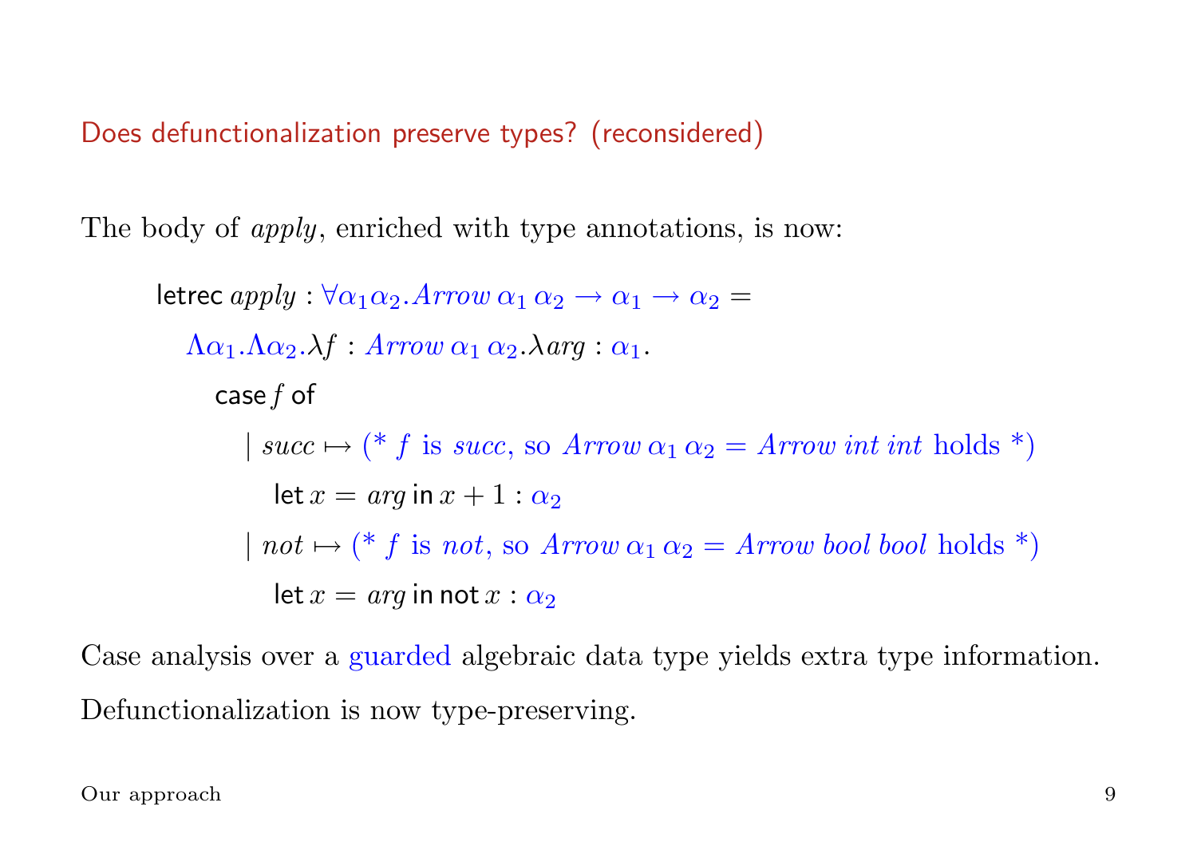## Does defunctionalization preserve types? (reconsidered)

The body of *apply*, enriched with type annotations, is now:

$$
\begin{array}{l}
\textsf{letrec}\; \mathit{apply} : \forall\alpha_1\alpha_2.\mathit{Arrow}\,\alpha_1\,\alpha_2 \rightarrow \alpha_1 \rightarrow \alpha_2 = \\
\quad \Lambda\alpha_1.\Lambda\alpha_2.\lambda f : \mathit{Arrow}\,\alpha_1\,\alpha_2.\lambda \mathit{arg} : \alpha_1. \\
\qquad \textsf{case}\; f\; \textsf{of} \\
\qquad\quad \mid \mathit{succ} \mapsto (\text{* } f \text{ is } \mathit{succ}\text{, so } \mathit{Arrow}\,\alpha_1\,\alpha_2 = \mathit{Arrow}\;\mathit{int}\;\mathit{int} \text{ holds *}) \\
\qquad\qquad \textsf{let}\; x = \mathit{arg}\; \textsf{in}\; x + 1 : \alpha_2 \\
\qquad\quad \mid \mathit{not} \mapsto (\text{* } f \text{ is } \mathit{not}\text{, so } \mathit{Arrow}\,\alpha_1\,\alpha_2 = \mathit{Arrow}\;\mathit{bool}\;\mathit{bool} \text{ holds *}) \\
\qquad\qquad \textsf{let}\; x = \mathit{arg}\; \textsf{in}\; \textsf{not}\; x : \alpha_2
\end{array}
$$

Case analysis over a guarded algebraic data type yields extra type information.

Defunctionalization is now type-preserving.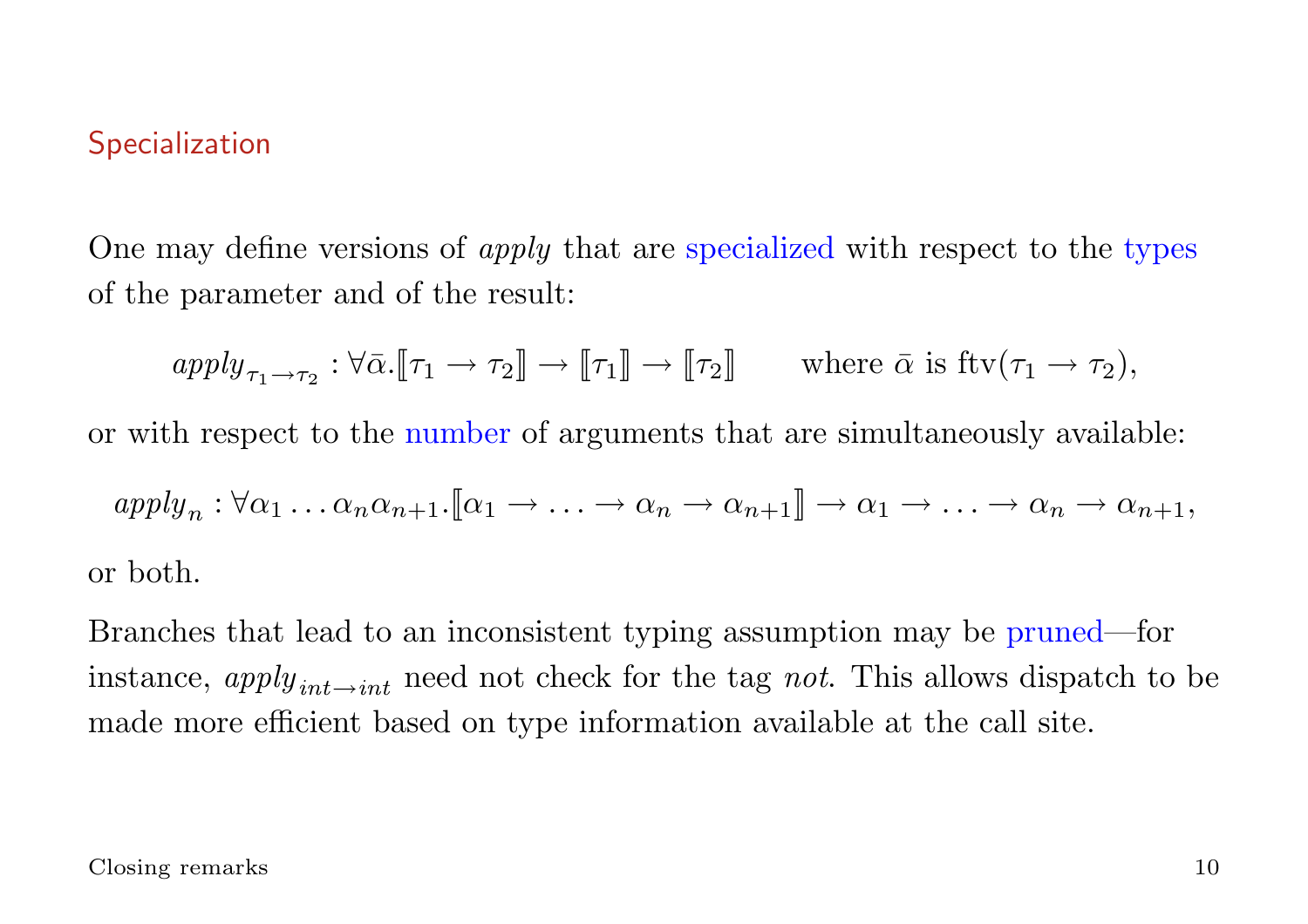## Specialization

One may define versions of *apply* that are specialized with respect to the types of the parameter and of the result:

$$\mathit{apply}_{\tau_1 \to \tau_2} : \forall \bar{\alpha}. [\![\tau_1 \to \tau_2]\!] \to [\![\tau_1]\!] \to [\![\tau_2]\!] \qquad \text{where } \bar{\alpha} \text{ is } \mathrm{ftv}(\tau_1 \to \tau_2),$$

or with respect to the number of arguments that are simultaneously available:

$$\mathit{apply}_n : \forall \alpha_1 \ldots \alpha_n \alpha_{n+1}. [\![\alpha_1 \to \ldots \to \alpha_n \to \alpha_{n+1}]\!] \to \alpha_1 \to \ldots \to \alpha_n \to \alpha_{n+1},$$

or both.

Branches that lead to an inconsistent typing assumption may be pruned—for instance, $\mathit{apply}_{int \to int}$ need not check for the tag *not*. This allows dispatch to be made more efficient based on type information available at the call site.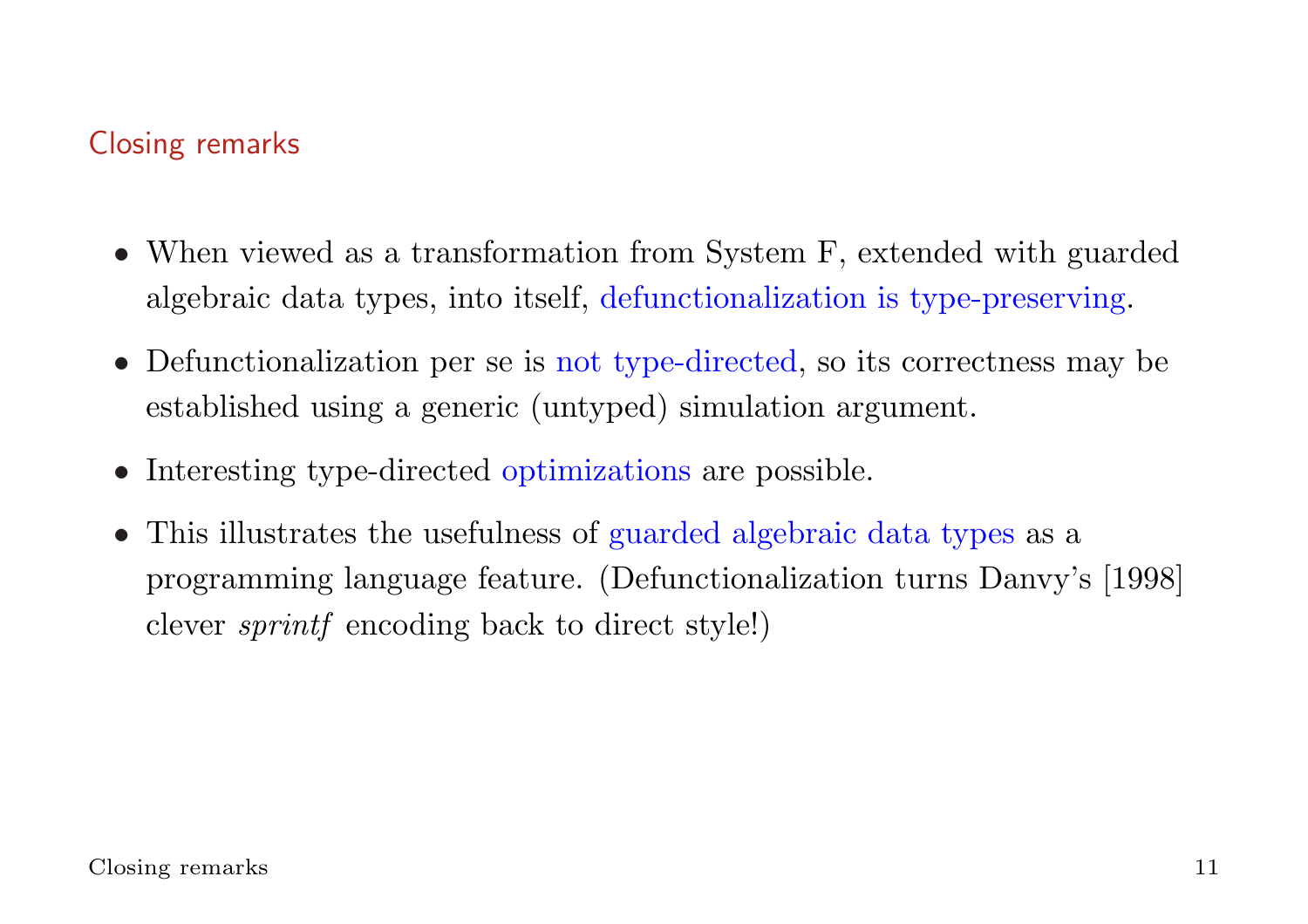## Closing remarks

- When viewed as a transformation from System F, extended with guarded algebraic data types, into itself, defunctionalization is type-preserving.
- Defunctionalization per se is not type-directed, so its correctness may be established using a generic (untyped) simulation argument.
- Interesting type-directed optimizations are possible.
- This illustrates the usefulness of guarded algebraic data types as a programming language feature. (Defunctionalization turns Danvy's [1998] clever *sprintf* encoding back to direct style!)